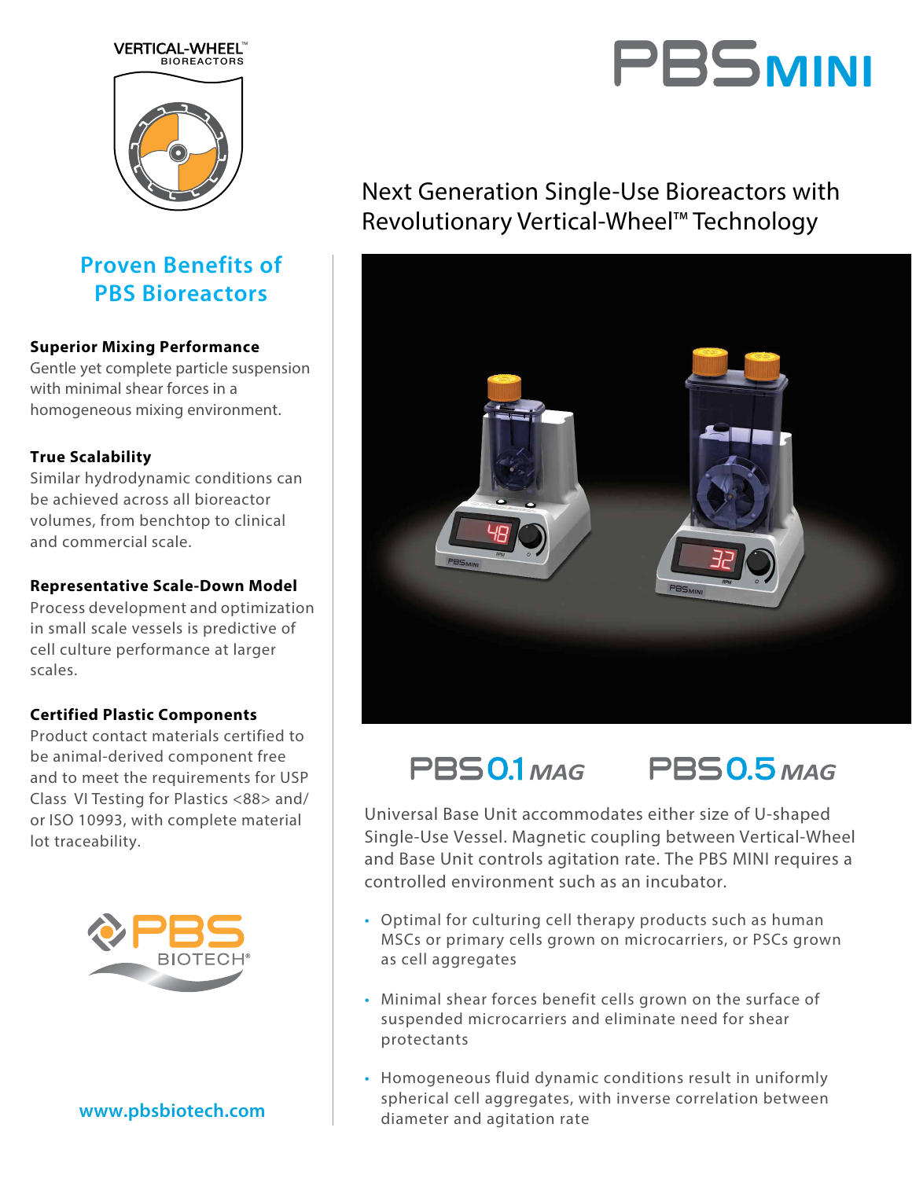VERTICAL-WHEEL™ BIOREACTORS

# PBS MINI

## Next Generation Single-Use Bioreactors with Revolutionary Vertical-Wheel™ Technology

## Proven Benefits of PBS Bioreactors

**Superior Mixing Performance**
Gentle yet complete particle suspension with minimal shear forces in a homogeneous mixing environment.

**True Scalability**
Similar hydrodynamic conditions can be achieved across all bioreactor volumes, from benchtop to clinical and commercial scale.

**Representative Scale-Down Model**
Process development and optimization in small scale vessels is predictive of cell culture performance at larger scales.

**Certified Plastic Components**
Product contact materials certified to be animal-derived component free and to meet the requirements for USP Class VI Testing for Plastics <88> and/or ISO 10993, with complete material lot traceability.

PBS BIOTECH®

www.pbsbiotech.com

### PBS 0.1 *MAG* PBS 0.5 *MAG*

Universal Base Unit accommodates either size of U-shaped Single-Use Vessel. Magnetic coupling between Vertical-Wheel and Base Unit controls agitation rate. The PBS MINI requires a controlled environment such as an incubator.

- Optimal for culturing cell therapy products such as human MSCs or primary cells grown on microcarriers, or PSCs grown as cell aggregates
- Minimal shear forces benefit cells grown on the surface of suspended microcarriers and eliminate need for shear protectants
- Homogeneous fluid dynamic conditions result in uniformly spherical cell aggregates, with inverse correlation between diameter and agitation rate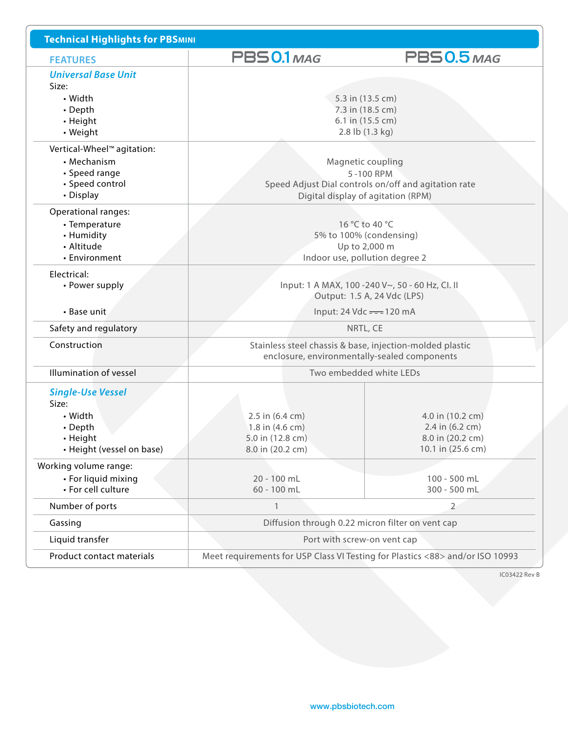## Technical Highlights for PBSMINI

| FEATURES | PBS 0.1 MAG | PBS 0.5 MAG |
|---|---|---|
| ***Universal Base Unit*** | | |
| Size: | | |
| • Width | 5.3 in (13.5 cm) | |
| • Depth | 7.3 in (18.5 cm) | |
| • Height | 6.1 in (15.5 cm) | |
| • Weight | 2.8 lb (1.3 kg) | |
| Vertical-Wheel™ agitation: | | |
| • Mechanism | Magnetic coupling | |
| • Speed range | 5 -100 RPM | |
| • Speed control | Speed Adjust Dial controls on/off and agitation rate | |
| • Display | Digital display of agitation (RPM) | |
| Operational ranges: | | |
| • Temperature | 16 °C to 40 °C | |
| • Humidity | 5% to 100% (condensing) | |
| • Altitude | Up to 2,000 m | |
| • Environment | Indoor use, pollution degree 2 | |
| Electrical: | | |
| • Power supply | Input: 1 A MAX, 100 -240 V~, 50 - 60 Hz, Cl. II<br>Output: 1.5 A, 24 Vdc (LPS) | |
| • Base unit | Input: 24 Vdc ⎓ 120 mA | |
| Safety and regulatory | NRTL, CE | |
| Construction | Stainless steel chassis & base, injection-molded plastic enclosure, environmentally-sealed components | |
| Illumination of vessel | Two embedded white LEDs | |
| ***Single-Use Vessel*** | | |
| Size: | | |
| • Width | 2.5 in (6.4 cm) | 4.0 in (10.2 cm) |
| • Depth | 1.8 in (4.6 cm) | 2.4 in (6.2 cm) |
| • Height | 5.0 in (12.8 cm) | 8.0 in (20.2 cm) |
| • Height (vessel on base) | 8.0 in (20.2 cm) | 10.1 in (25.6 cm) |
| Working volume range: | | |
| • For liquid mixing | 20 - 100 mL | 100 - 500 mL |
| • For cell culture | 60 - 100 mL | 300 - 500 mL |
| Number of ports | 1 | 2 |
| Gassing | Diffusion through 0.22 micron filter on vent cap | |
| Liquid transfer | Port with screw-on vent cap | |
| Product contact materials | Meet requirements for USP Class VI Testing for Plastics <88> and/or ISO 10993 | |

IC03422 Rev B

www.pbsbiotech.com